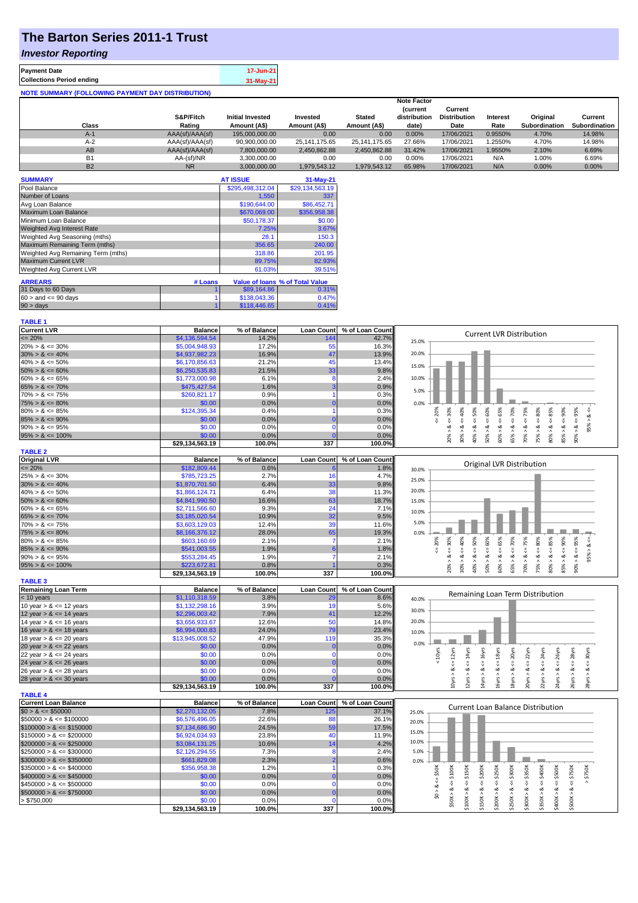# The Barton Series 2011-1 Trust

## *Investor Reporting*

| | |
|---|---|
| **Payment Date** | 17-Jun-21 |
| **Collections Period ending** | 31-May-21 |

**NOTE SUMMARY (FOLLOWING PAYMENT DAY DISTRIBUTION)**

| Class | S&P/Fitch Rating | Initial Invested Amount (A$) | Invested Amount (A$) | Stated Amount (A$) | Note Factor (current distribution date) | Current Distribution Date | Interest Rate | Original Subordination | Current Subordination |
|---|---|---|---|---|---|---|---|---|---|
| A-1 | AAA(sf)/AAA(sf) | 195,000,000.00 | 0.00 | 0.00 | 0.00% | 17/06/2021 | 0.9550% | 4.70% | 14.98% |
| A-2 | AAA(sf)/AAA(sf) | 90,900,000.00 | 25,141,175.65 | 25,141,175.65 | 27.66% | 17/06/2021 | 1.2550% | 4.70% | 14.98% |
| AB | AAA(sf)/AAA(sf) | 7,800,000.00 | 2,450,862.88 | 2,450,862.88 | 31.42% | 17/06/2021 | 1.9550% | 2.10% | 6.69% |
| B1 | AA-(sf)/NR | 3,300,000.00 | 0.00 | 0.00 | 0.00% | 17/06/2021 | N/A | 1.00% | 6.69% |
| B2 | NR | 3,000,000.00 | 1,979,543.12 | 1,979,543.12 | 65.98% | 17/06/2021 | N/A | 0.00% | 0.00% |

| SUMMARY | AT ISSUE | 31-May-21 |
|---|---|---|
| Pool Balance | $295,498,312.04 | $29,134,563.19 |
| Number of Loans | 1,550 | 337 |
| Avg Loan Balance | $190,644.00 | $86,452.71 |
| Maximum Loan Balance | $670,069.00 | $356,958.38 |
| Minimum Loan Balance | $50,178.37 | $0.00 |
| Weighted Avg Interest Rate | 7.25% | 3.67% |
| Weighted Avg Seasoning (mths) | 28.1 | 150.3 |
| Maximum Remaining Term (mths) | 356.65 | 240.00 |
| Weighted Avg Remaining Term (mths) | 318.86 | 201.95 |
| Maximum Current LVR | 89.75% | 82.93% |
| Weighted Avg Current LVR | 61.03% | 39.51% |

| ARREARS | # Loans | Value of loans | % of Total Value |
|---|---|---|---|
| 31 Days to 60 Days | 1 | $89,164.86 | 0.31% |
| $60 >$ and $<= 90$ days | 1 | $138,043.36 | 0.47% |
| $90 >$ days | 1 | $118,446.65 | 0.41% |

**TABLE 1**

| Current LVR | Balance | % of Balance | Loan Count | % of Loan Count |
|---|---|---|---|---|
| <= 20% | $4,136,594.54 | 14.2% | 144 | 42.7% |
| 20% > & <= 30% | $5,004,948.93 | 17.2% | 55 | 16.3% |
| 30% > & <= 40% | $4,937,982.23 | 16.9% | 47 | 13.9% |
| 40% > & <= 50% | $6,170,856.63 | 21.2% | 45 | 13.4% |
| 50% > & <= 60% | $6,250,535.83 | 21.5% | 33 | 9.8% |
| 60% > & <= 65% | $1,773,000.98 | 6.1% | 8 | 2.4% |
| 65% > & <= 70% | $475,427.54 | 1.6% | 3 | 0.9% |
| 70% > & <= 75% | $260,821.17 | 0.9% | 1 | 0.3% |
| 75% > & <= 80% | $0.00 | 0.0% | 0 | 0.0% |
| 80% > & <= 85% | $124,395.34 | 0.4% | 1 | 0.3% |
| 85% > & <= 90% | $0.00 | 0.0% | 0 | 0.0% |
| 90% > & <= 95% | $0.00 | 0.0% | 0 | 0.0% |
| 95% > & <= 100% | $0.00 | 0.0% | 0 | 0.0% |
| | $29,134,563.19 | 100.0% | 337 | 100.0% |

**TABLE 2**

| Original LVR | Balance | % of Balance | Loan Count | % of Loan Count |
|---|---|---|---|---|
| <= 20% | $182,809.44 | 0.6% | 6 | 1.8% |
| 25% > & <= 30% | $785,723.25 | 2.7% | 16 | 4.7% |
| 30% > & <= 40% | $1,870,701.50 | 6.4% | 33 | 9.8% |
| 40% > & <= 50% | $1,866,124.71 | 6.4% | 38 | 11.3% |
| 50% > & <= 60% | $4,841,990.50 | 16.6% | 63 | 18.7% |
| 60% > & <= 65% | $2,711,566.60 | 9.3% | 24 | 7.1% |
| 65% > & <= 70% | $3,185,020.54 | 10.9% | 32 | 9.5% |
| 70% > & <= 75% | $3,603,129.03 | 12.4% | 39 | 11.6% |
| 75% > & <= 80% | $8,166,376.12 | 28.0% | 65 | 19.3% |
| 80% > & <= 85% | $603,160.69 | 2.1% | 7 | 2.1% |
| 85% > & <= 90% | $541,003.55 | 1.9% | 6 | 1.8% |
| 90% > & <= 95% | $553,284.45 | 1.9% | 7 | 2.1% |
| 95% > & <= 100% | $223,672.81 | 0.8% | 1 | 0.3% |
| | $29,134,563.19 | 100.0% | 337 | 100.0% |

**TABLE 3**

| Remaining Loan Term | Balance | % of Balance | Loan Count | % of Loan Count |
|---|---|---|---|---|
| < 10 years | $1,110,318.59 | 3.8% | 29 | 8.6% |
| 10 year > & <= 12 years | $1,132,298.16 | 3.9% | 19 | 5.6% |
| 12 year > & <= 14 years | $2,296,003.42 | 7.9% | 41 | 12.2% |
| 14 year > & <= 16 years | $3,656,933.67 | 12.6% | 50 | 14.8% |
| 16 year > & <= 18 years | $6,994,000.83 | 24.0% | 79 | 23.4% |
| 18 year > & <= 20 years | $13,945,008.52 | 47.9% | 119 | 35.3% |
| 20 year > & <= 22 years | $0.00 | 0.0% | 0 | 0.0% |
| 22 year > & <= 24 years | $0.00 | 0.0% | 0 | 0.0% |
| 24 year > & <= 26 years | $0.00 | 0.0% | 0 | 0.0% |
| 26 year > & <= 28 years | $0.00 | 0.0% | 0 | 0.0% |
| 28 year > & <= 30 years | $0.00 | 0.0% | 0 | 0.0% |
| | $29,134,563.19 | 100.0% | 337 | 100.0% |

**TABLE 4**

| Current Loan Balance | Balance | % of Balance | Loan Count | % of Loan Count |
|---|---|---|---|---|
| $0 > & <= $50000 | $2,270,132.05 | 7.8% | 125 | 37.1% |
| $50000 > & <= $100000 | $6,576,496.05 | 22.6% | 88 | 26.1% |
| $100000 > & <= $150000 | $7,134,686.90 | 24.5% | 59 | 17.5% |
| $150000 > & <= $200000 | $6,924,034.93 | 23.8% | 40 | 11.9% |
| $200000 > & <= $250000 | $3,084,131.25 | 10.6% | 14 | 4.2% |
| $250000 > & <= $300000 | $2,126,294.55 | 7.3% | 8 | 2.4% |
| $300000 > & <= $350000 | $661,829.08 | 2.3% | 2 | 0.6% |
| $350000 > & <= $400000 | $356,958.38 | 1.2% | 1 | 0.3% |
| $400000 > & <= $450000 | $0.00 | 0.0% | 0 | 0.0% |
| $450000 > & <= $500000 | $0.00 | 0.0% | 0 | 0.0% |
| $500000 > & <= $750000 | $0.00 | 0.0% | 0 | 0.0% |
| > $750,000 | $0.00 | 0.0% | 0 | 0.0% |
| | $29,134,563.19 | 100.0% | 337 | 100.0% |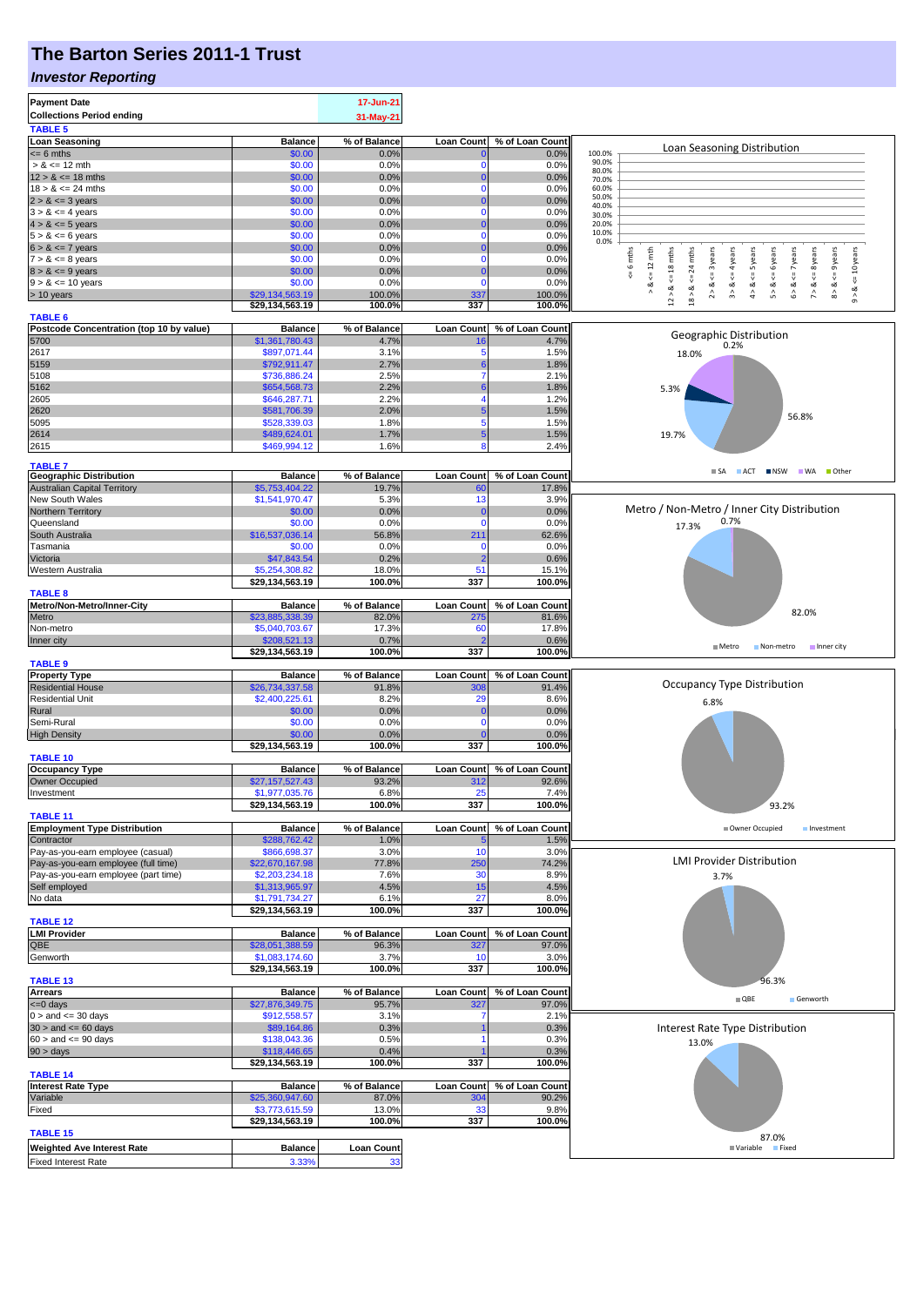# The Barton Series 2011-1 Trust

## *Investor Reporting*

| Payment Date | 17-Jun-21 |
|---|---|
| Collections Period ending | 31-May-21 |

**TABLE 5**

| Loan Seasoning | Balance | % of Balance | Loan Count | % of Loan Count |
|---|---|---|---|---|
| <= 6 mths | $0.00 | 0.0% | 0 | 0.0% |
| > & <= 12 mth | $0.00 | 0.0% | 0 | 0.0% |
| 12 > & <= 18 mths | $0.00 | 0.0% | 0 | 0.0% |
| 18 > & <= 24 mths | $0.00 | 0.0% | 0 | 0.0% |
| 2 > & <= 3 years | $0.00 | 0.0% | 0 | 0.0% |
| 3 > & <= 4 years | $0.00 | 0.0% | 0 | 0.0% |
| 4 > & <= 5 years | $0.00 | 0.0% | 0 | 0.0% |
| 5 > & <= 6 years | $0.00 | 0.0% | 0 | 0.0% |
| 6 > & <= 7 years | $0.00 | 0.0% | 0 | 0.0% |
| 7 > & <= 8 years | $0.00 | 0.0% | 0 | 0.0% |
| 8 > & <= 9 years | $0.00 | 0.0% | 0 | 0.0% |
| 9 > & <= 10 years | $0.00 | 0.0% | 0 | 0.0% |
| > 10 years | $29,134,563.19 | 100.0% | 337 | 100.0% |
| | $29,134,563.19 | 100.0% | 337 | 100.0% |

**TABLE 6**

| Postcode Concentration (top 10 by value) | Balance | % of Balance | Loan Count | % of Loan Count |
|---|---|---|---|---|
| 5700 | $1,361,780.43 | 4.7% | 16 | 4.7% |
| 2617 | $897,071.44 | 3.1% | 5 | 1.5% |
| 5159 | $792,911.47 | 2.7% | 6 | 1.8% |
| 5108 | $736,886.24 | 2.5% | 7 | 2.1% |
| 5162 | $654,568.73 | 2.2% | 6 | 1.8% |
| 2605 | $646,287.71 | 2.2% | 4 | 1.2% |
| 2620 | $581,706.39 | 2.0% | 5 | 1.5% |
| 5095 | $528,339.03 | 1.8% | 5 | 1.5% |
| 2614 | $489,624.01 | 1.7% | 5 | 1.5% |
| 2615 | $469,994.12 | 1.6% | 8 | 2.4% |

**TABLE 7**

| Geographic Distribution | Balance | % of Balance | Loan Count | % of Loan Count |
|---|---|---|---|---|
| Australian Capital Territory | $5,753,404.22 | 19.7% | 60 | 17.8% |
| New South Wales | $1,541,970.47 | 5.3% | 13 | 3.9% |
| Northern Territory | $0.00 | 0.0% | 0 | 0.0% |
| Queensland | $0.00 | 0.0% | 0 | 0.0% |
| South Australia | $16,537,036.14 | 56.8% | 211 | 62.6% |
| Tasmania | $0.00 | 0.0% | 0 | 0.0% |
| Victoria | $47,843.54 | 0.2% | 2 | 0.6% |
| Western Australia | $5,254,308.82 | 18.0% | 51 | 15.1% |
| | $29,134,563.19 | 100.0% | 337 | 100.0% |

**TABLE 8**

| Metro/Non-Metro/Inner-City | Balance | % of Balance | Loan Count | % of Loan Count |
|---|---|---|---|---|
| Metro | $23,885,338.39 | 82.0% | 275 | 81.6% |
| Non-metro | $5,040,703.67 | 17.3% | 60 | 17.8% |
| Inner city | $208,521.13 | 0.7% | 2 | 0.6% |
| | $29,134,563.19 | 100.0% | 337 | 100.0% |

**TABLE 9**

| Property Type | Balance | % of Balance | Loan Count | % of Loan Count |
|---|---|---|---|---|
| Residential House | $26,734,337.58 | 91.8% | 308 | 91.4% |
| Residential Unit | $2,400,225.61 | 8.2% | 29 | 8.6% |
| Rural | $0.00 | 0.0% | 0 | 0.0% |
| Semi-Rural | $0.00 | 0.0% | 0 | 0.0% |
| High Density | $0.00 | 0.0% | 0 | 0.0% |
| | $29,134,563.19 | 100.0% | 337 | 100.0% |

**TABLE 10**

| Occupancy Type | Balance | % of Balance | Loan Count | % of Loan Count |
|---|---|---|---|---|
| Owner Occupied | $27,157,527.43 | 93.2% | 312 | 92.6% |
| Investment | $1,977,035.76 | 6.8% | 25 | 7.4% |
| | $29,134,563.19 | 100.0% | 337 | 100.0% |

**TABLE 11**

| Employment Type Distribution | Balance | % of Balance | Loan Count | % of Loan Count |
|---|---|---|---|---|
| Contractor | $288,762.42 | 1.0% | 5 | 1.5% |
| Pay-as-you-earn employee (casual) | $866,698.37 | 3.0% | 10 | 3.0% |
| Pay-as-you-earn employee (full time) | $22,670,167.98 | 77.8% | 250 | 74.2% |
| Pay-as-you-earn employee (part time) | $2,203,234.18 | 7.6% | 30 | 8.9% |
| Self employed | $1,313,965.97 | 4.5% | 15 | 4.5% |
| No data | $1,791,734.27 | 6.1% | 27 | 8.0% |
| | $29,134,563.19 | 100.0% | 337 | 100.0% |

**TABLE 12**

| LMI Provider | Balance | % of Balance | Loan Count | % of Loan Count |
|---|---|---|---|---|
| QBE | $28,051,388.59 | 96.3% | 327 | 97.0% |
| Genworth | $1,083,174.60 | 3.7% | 10 | 3.0% |
| | $29,134,563.19 | 100.0% | 337 | 100.0% |

**TABLE 13**

| Arrears | Balance | % of Balance | Loan Count | % of Loan Count |
|---|---|---|---|---|
| <=0 days | $27,876,349.75 | 95.7% | 327 | 97.0% |
| 0 > and <= 30 days | $912,558.57 | 3.1% | 7 | 2.1% |
| 30 > and <= 60 days | $89,164.86 | 0.3% | 1 | 0.3% |
| 60 > and <= 90 days | $138,043.36 | 0.5% | 1 | 0.3% |
| 90 > days | $118,446.65 | 0.4% | 1 | 0.3% |
| | $29,134,563.19 | 100.0% | 337 | 100.0% |

**TABLE 14**

| Interest Rate Type | Balance | % of Balance | Loan Count | % of Loan Count |
|---|---|---|---|---|
| Variable | $25,360,947.60 | 87.0% | 304 | 90.2% |
| Fixed | $3,773,615.59 | 13.0% | 33 | 9.8% |
| | $29,134,563.19 | 100.0% | 337 | 100.0% |

**TABLE 15**

| Weighted Ave Interest Rate | Balance | Loan Count |
|---|---|---|
| Fixed Interest Rate | 3.33% | 33 |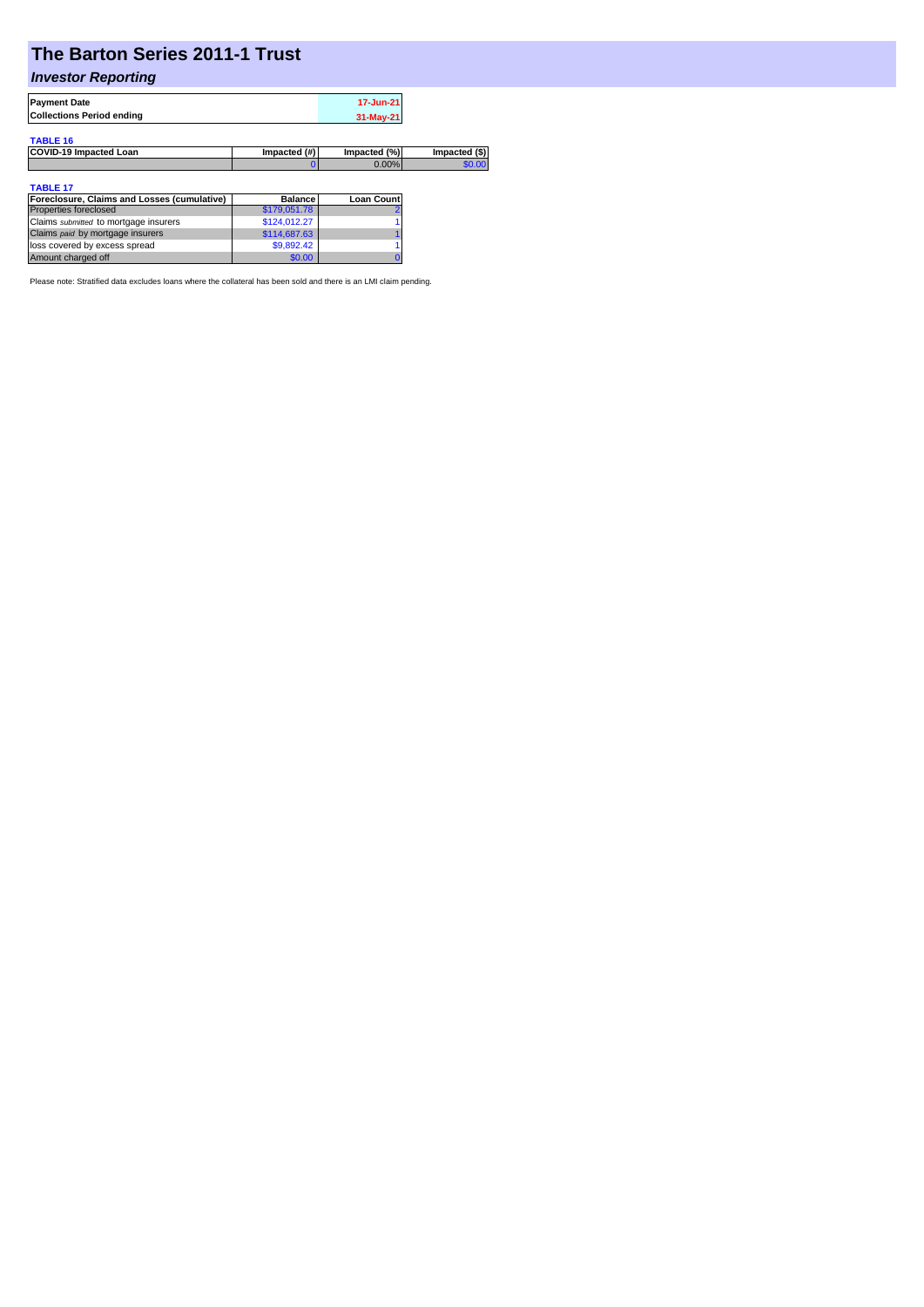# The Barton Series 2011-1 Trust

## *Investor Reporting*

| | |
|---|---|
| **Payment Date** | 17-Jun-21 |
| **Collections Period ending** | 31-May-21 |

**TABLE 16**

| COVID-19 Impacted Loan | Impacted (#) | Impacted (%) | Impacted ($) |
|---|---|---|---|
| | 0 | 0.00% | $0.00 |

**TABLE 17**

| Foreclosure, Claims and Losses (cumulative) | Balance | Loan Count |
|---|---|---|
| Properties foreclosed | $179,051.78 | 2 |
| Claims *submitted* to mortgage insurers | $124,012.27 | 1 |
| Claims *paid* by mortgage insurers | $114,687.63 | 1 |
| loss covered by excess spread | $9,892.42 | 1 |
| Amount charged off | $0.00 | 0 |

Please note: Stratified data excludes loans where the collateral has been sold and there is an LMI claim pending.